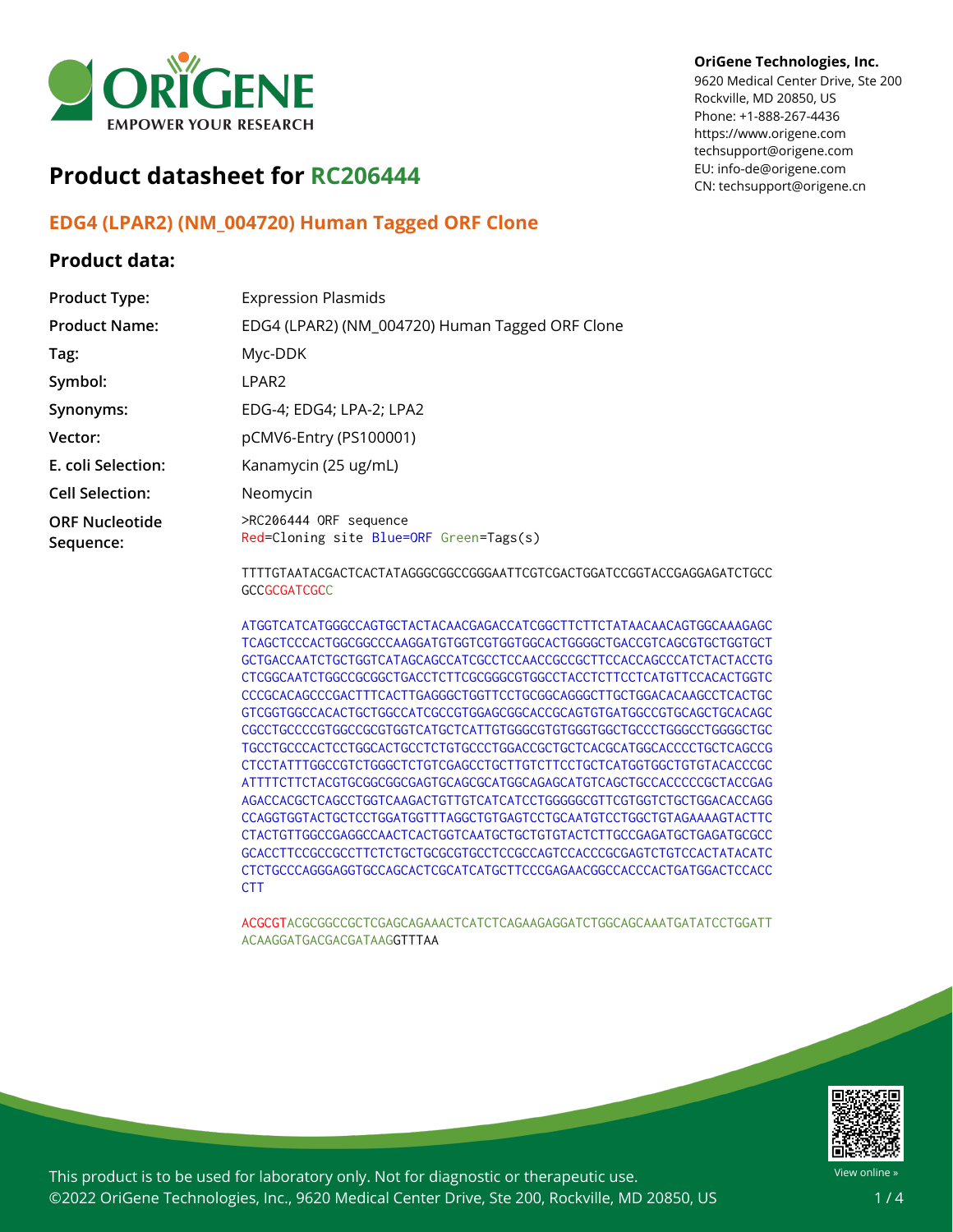OriGene Technologies, Inc.
9620 Medical Center Drive, Ste 200
Rockville, MD 20850, US
Phone: +1-888-267-4436
https://www.origene.com
techsupport@origene.com
EU: info-de@origene.com
CN: techsupport@origene.cn

# Product datasheet for RC206444

## EDG4 (LPAR2) (NM_004720) Human Tagged ORF Clone

### Product data:

| | |
|---|---|
| **Product Type:** | Expression Plasmids |
| **Product Name:** | EDG4 (LPAR2) (NM_004720) Human Tagged ORF Clone |
| **Tag:** | Myc-DDK |
| **Symbol:** | LPAR2 |
| **Synonyms:** | EDG-4; EDG4; LPA-2; LPA2 |
| **Vector:** | pCMV6-Entry (PS100001) |
| **E. coli Selection:** | Kanamycin (25 ug/mL) |
| **Cell Selection:** | Neomycin |
| **ORF Nucleotide Sequence:** | >RC206444 ORF sequence<br>Red=Cloning site Blue=ORF Green=Tags(s) |

```
TTTTGTAATACGACTCACTATAGGGCGGCCGGGAATTCGTCGACTGGATCCGGTACCGAGGAGATCTGCC
GCCGCGATCGCC

ATGGTCATCATGGGCCAGTGCTACTACAACGAGACCATCGGCTTCTTCTATAACAACAGTGGCAAAGAGC
TCAGCTCCCACTGGCGGCCCAAGGATGTGGTCGTGGTGGCACTGGGGCTGACCGTCAGCGTGCTGGTGCT
GCTGACCAATCTGCTGGTCATAGCAGCCATCGCCTCCAACCGCCGCTTCCACCAGCCCATCTACTACCTG
CTCGGCAATCTGGCCGCGGCTGACCTCTTCGCGGGCGTGGCCTACCTCTTCCTCATGTTCCACACTGGTC
CCCGCACAGCCCGACTTTCACTTGAGGGCTGGTTCCTGCGGCAGGGCTTGCTGGACACAAGCCTCACTGC
GTCGGTGGCCACACTGCTGGCCATCGCCGTGGAGCGGCACCGCAGTGTGATGGCCGTGCAGCTGCACAGC
CGCCTGCCCCGTGGCCGCGTGGTCATGCTCATTGTGGGCGTGTGGGTGGCTGCCCTGGGCCTGGGGCTGC
TGCCTGCCCACTCCTGGCACTGCCTCTGTGCCCTGGACCGCTGCTCACGCATGGCACCCCTGCTCAGCCG
CTCCTATTTGGCCGTCTGGGCTCTGTCGAGCCTGCTTGTCTTCCTGCTCATGGTGGCTGTGTACACCCGC
ATTTTCTTCTACGTGCGGCGGCGAGTGCAGCGCATGGCAGAGCATGTCAGCTGCCACCCCCGCTACCGAG
AGACCACGCTCAGCCTGGTCAAGACTGTTGTCATCATCCTGGGGGCGTTCGTGGTCTGCTGGACACCAGG
CCAGGTGGTACTGCTCCTGGATGGTTTAGGCTGTGAGTCCTGCAATGTCCTGGCTGTAGAAAAGTACTTC
CTACTGTTGGCCGAGGCCAACTCACTGGTCAATGCTGCTGTGTACTCTTGCCGAGATGCTGAGATGCGCC
GCACCTTCCGCCGCCTTCTCTGCTGCGCGTGCCTCCGCCAGTCCACCCGCGAGTCTGTCCACTATACATC
CTCTGCCCAGGGAGGTGCCAGCACTCGCATCATGCTTCCCGAGAACGGCCACCCACTGATGGACTCCACC
CTT

ACGCGTACGCGGCCGCTCGAGCAGAAACTCATCTCAGAAGAGGATCTGGCAGCAAATGATATCCTGGATT
ACAAGGATGACGACGATAAGGTTTAA
```

This product is to be used for laboratory only. Not for diagnostic or therapeutic use.
©2022 OriGene Technologies, Inc., 9620 Medical Center Drive, Ste 200, Rockville, MD 20850, US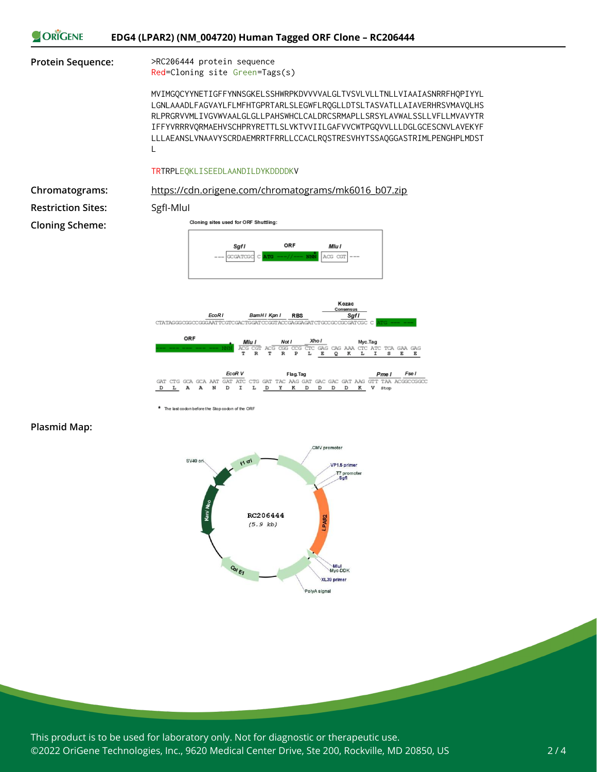**Protein Sequence:**

```
>RC206444 protein sequence
Red=Cloning site Green=Tags(s)

MVIMGQCYYNETIGFFYNNSGKELSSHWRPKDVVVVALGLTVSVLVLLTNLLVIAAIASNRRFHQPIYYL
LGNLAAADLFAGVAYLFLMFHTGPRTARLSLEGWFLRQGLLDTSLTASVATLLAIAVERHRSVMAVQLHS
RLPRGRVVMLIVGVWVAALGLGLLPAHSWHCLCALDRCSRMAPLLSRSYLAVWALSSLLVFLLMVAVYTR
IFFYVRRRVQRMAEHVSCHPRYRETTLSLVKTVVIILGAFVVCWTPGQVVLLLDGLGCESCNVLAVEKYF
LLLAEANSLVNAAVYSCRDAEMRRTFRRLLCCACLRQSTRESVHYTSSAQGGASTRIMLPENGHPLMDST
L

TRTRPLEQKLISEEDLAANDILDYKDDDDKV
```

**Chromatograms:** https://cdn.origene.com/chromatograms/mk6016_b07.zip

**Restriction Sites:** SgfI-MluI

**Cloning Scheme:**

Cloning sites used for ORF Shuttling:

SgfI
ORF
MluI
--- GCGATCGC C ATG ---//--- NNN ACG CGT ---

EcoR I
BamH I Kpn I
RBS
Kozac Consensus
SgfI
CTATAGGGCGGCCGGGAATTCGTCGACTGGATCCGGTACCGAGGAGATCTGCCGCCGCGATCGC C ATG --- ---

ORF
MluI
Not I
Xho I
Myc.Tag
--- --- --- --- --- NNN ACG CGT ACG CGG CCG CTC GAG CAG AAA CTC ATC TCA GAA GAG
T R T R P L E Q K L I S E E

EcoR V
Flag.Tag
Pme I
Fse I
GAT CTG GCA GCA AAT GAT ATC CTG GAT TAC AAG GAT GAC GAC GAT AAG GTT TAA ACGGCCGGCC
D L A A N D I L D Y K D D D D K V Stop

\* The last codon before the Stop codon of the ORF

**Plasmid Map:**

CMV promoter
VP1.5 primer
T7 promoter
SgfI
LPAR2
MluI
Myc-DDK
XL39 primer
PolyA signal
Col E1
Kan/ Neo
SV40 ori
f1 ori
RC206444
(5.9 kb)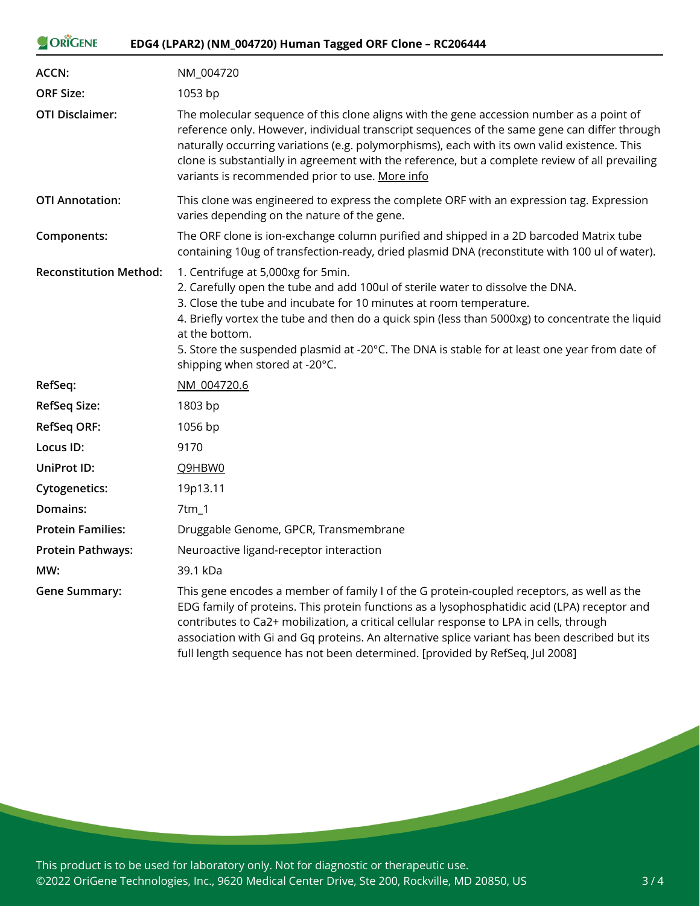| | |
|---|---|
| **ACCN:** | NM_004720 |
| **ORF Size:** | 1053 bp |
| **OTI Disclaimer:** | The molecular sequence of this clone aligns with the gene accession number as a point of reference only. However, individual transcript sequences of the same gene can differ through naturally occurring variations (e.g. polymorphisms), each with its own valid existence. This clone is substantially in agreement with the reference, but a complete review of all prevailing variants is recommended prior to use. More info |
| **OTI Annotation:** | This clone was engineered to express the complete ORF with an expression tag. Expression varies depending on the nature of the gene. |
| **Components:** | The ORF clone is ion-exchange column purified and shipped in a 2D barcoded Matrix tube containing 10ug of transfection-ready, dried plasmid DNA (reconstitute with 100 ul of water). |
| **Reconstitution Method:** | 1. Centrifuge at 5,000xg for 5min.<br>2. Carefully open the tube and add 100ul of sterile water to dissolve the DNA.<br>3. Close the tube and incubate for 10 minutes at room temperature.<br>4. Briefly vortex the tube and then do a quick spin (less than 5000xg) to concentrate the liquid at the bottom.<br>5. Store the suspended plasmid at -20°C. The DNA is stable for at least one year from date of shipping when stored at -20°C. |
| **RefSeq:** | NM_004720.6 |
| **RefSeq Size:** | 1803 bp |
| **RefSeq ORF:** | 1056 bp |
| **Locus ID:** | 9170 |
| **UniProt ID:** | Q9HBW0 |
| **Cytogenetics:** | 19p13.11 |
| **Domains:** | 7tm_1 |
| **Protein Families:** | Druggable Genome, GPCR, Transmembrane |
| **Protein Pathways:** | Neuroactive ligand-receptor interaction |
| **MW:** | 39.1 kDa |
| **Gene Summary:** | This gene encodes a member of family I of the G protein-coupled receptors, as well as the EDG family of proteins. This protein functions as a lysophosphatidic acid (LPA) receptor and contributes to Ca2+ mobilization, a critical cellular response to LPA in cells, through association with Gi and Gq proteins. An alternative splice variant has been described but its full length sequence has not been determined. [provided by RefSeq, Jul 2008] |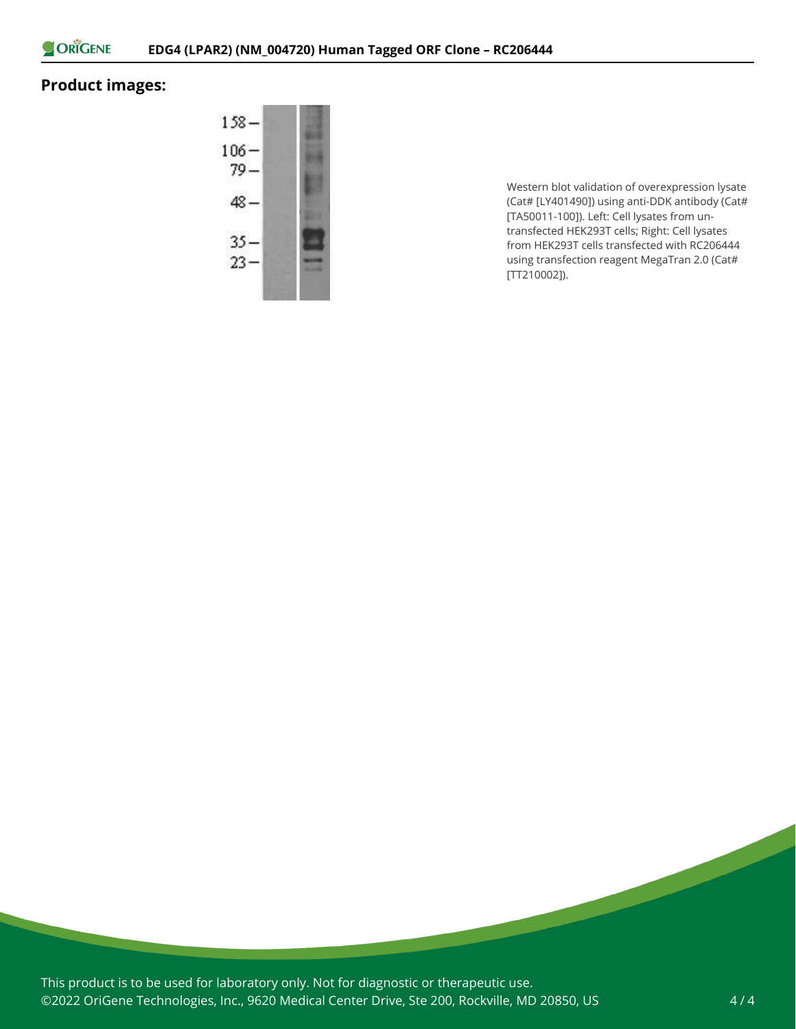## Product images:

158 –
106 –
79 –
48 –
35 –
23 –

Western blot validation of overexpression lysate (Cat# [LY401490]) using anti-DDK antibody (Cat# [TA50011-100]). Left: Cell lysates from un-transfected HEK293T cells; Right: Cell lysates from HEK293T cells transfected with RC206444 using transfection reagent MegaTran 2.0 (Cat# [TT210002]).

This product is to be used for laboratory only. Not for diagnostic or therapeutic use.
©2022 OriGene Technologies, Inc., 9620 Medical Center Drive, Ste 200, Rockville, MD 20850, US